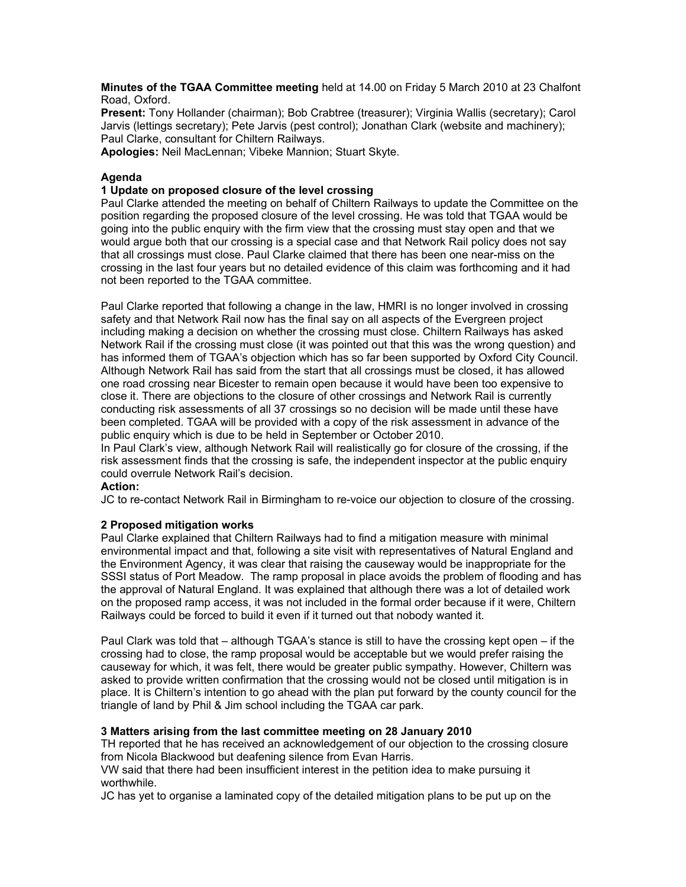**Minutes of the TGAA Committee meeting** held at 14.00 on Friday 5 March 2010 at 23 Chalfont Road, Oxford.

**Present:** Tony Hollander (chairman); Bob Crabtree (treasurer); Virginia Wallis (secretary); Carol Jarvis (lettings secretary); Pete Jarvis (pest control); Jonathan Clark (website and machinery); Paul Clarke, consultant for Chiltern Railways.

**Apologies:** Neil MacLennan; Vibeke Mannion; Stuart Skyte.

### Agenda

#### 1 Update on proposed closure of the level crossing

Paul Clarke attended the meeting on behalf of Chiltern Railways to update the Committee on the position regarding the proposed closure of the level crossing. He was told that TGAA would be going into the public enquiry with the firm view that the crossing must stay open and that we would argue both that our crossing is a special case and that Network Rail policy does not say that all crossings must close. Paul Clarke claimed that there has been one near-miss on the crossing in the last four years but no detailed evidence of this claim was forthcoming and it had not been reported to the TGAA committee.

Paul Clarke reported that following a change in the law, HMRI is no longer involved in crossing safety and that Network Rail now has the final say on all aspects of the Evergreen project including making a decision on whether the crossing must close. Chiltern Railways has asked Network Rail if the crossing must close (it was pointed out that this was the wrong question) and has informed them of TGAA's objection which has so far been supported by Oxford City Council. Although Network Rail has said from the start that all crossings must be closed, it has allowed one road crossing near Bicester to remain open because it would have been too expensive to close it. There are objections to the closure of other crossings and Network Rail is currently conducting risk assessments of all 37 crossings so no decision will be made until these have been completed. TGAA will be provided with a copy of the risk assessment in advance of the public enquiry which is due to be held in September or October 2010.

In Paul Clark's view, although Network Rail will realistically go for closure of the crossing, if the risk assessment finds that the crossing is safe, the independent inspector at the public enquiry could overrule Network Rail's decision.

**Action:**

JC to re-contact Network Rail in Birmingham to re-voice our objection to closure of the crossing.

#### 2 Proposed mitigation works

Paul Clarke explained that Chiltern Railways had to find a mitigation measure with minimal environmental impact and that, following a site visit with representatives of Natural England and the Environment Agency, it was clear that raising the causeway would be inappropriate for the SSSI status of Port Meadow. The ramp proposal in place avoids the problem of flooding and has the approval of Natural England. It was explained that although there was a lot of detailed work on the proposed ramp access, it was not included in the formal order because if it were, Chiltern Railways could be forced to build it even if it turned out that nobody wanted it.

Paul Clark was told that – although TGAA's stance is still to have the crossing kept open – if the crossing had to close, the ramp proposal would be acceptable but we would prefer raising the causeway for which, it was felt, there would be greater public sympathy. However, Chiltern was asked to provide written confirmation that the crossing would not be closed until mitigation is in place. It is Chiltern's intention to go ahead with the plan put forward by the county council for the triangle of land by Phil & Jim school including the TGAA car park.

#### 3 Matters arising from the last committee meeting on 28 January 2010

TH reported that he has received an acknowledgement of our objection to the crossing closure from Nicola Blackwood but deafening silence from Evan Harris.

VW said that there had been insufficient interest in the petition idea to make pursuing it worthwhile.

JC has yet to organise a laminated copy of the detailed mitigation plans to be put up on the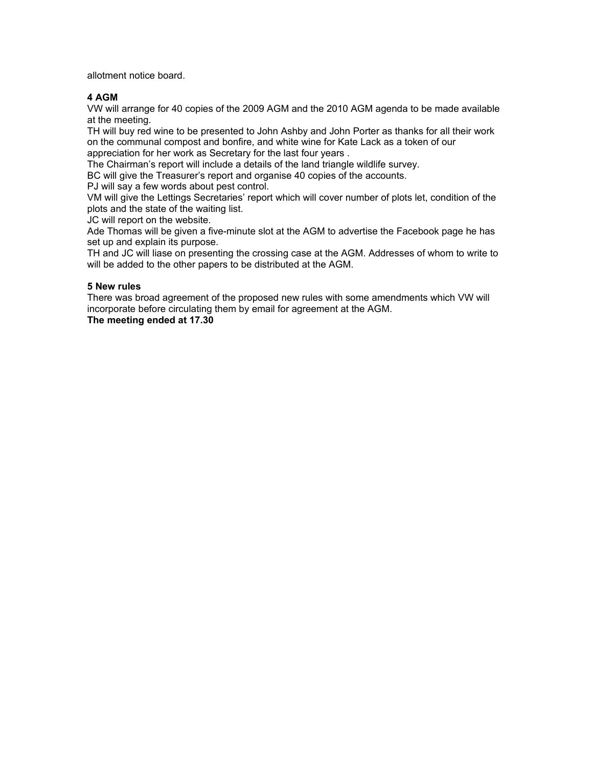allotment notice board.

**4 AGM**

VW will arrange for 40 copies of the 2009 AGM and the 2010 AGM agenda to be made available at the meeting.

TH will buy red wine to be presented to John Ashby and John Porter as thanks for all their work on the communal compost and bonfire, and white wine for Kate Lack as a token of our appreciation for her work as Secretary for the last four years .

The Chairman's report will include a details of the land triangle wildlife survey.

BC will give the Treasurer's report and organise 40 copies of the accounts.

PJ will say a few words about pest control.

VM will give the Lettings Secretaries' report which will cover number of plots let, condition of the plots and the state of the waiting list.

JC will report on the website.

Ade Thomas will be given a five-minute slot at the AGM to advertise the Facebook page he has set up and explain its purpose.

TH and JC will liase on presenting the crossing case at the AGM. Addresses of whom to write to will be added to the other papers to be distributed at the AGM.

**5 New rules**

There was broad agreement of the proposed new rules with some amendments which VW will incorporate before circulating them by email for agreement at the AGM.

**The meeting ended at 17.30**